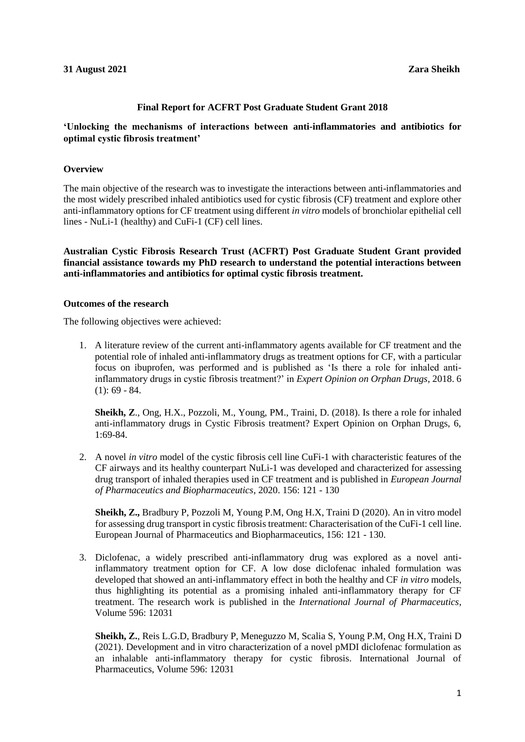**31 August 2021** **Zara Sheikh**

**Final Report for ACFRT Post Graduate Student Grant 2018**

**'Unlocking the mechanisms of interactions between anti-inflammatories and antibiotics for optimal cystic fibrosis treatment'**

**Overview**

The main objective of the research was to investigate the interactions between anti-inflammatories and the most widely prescribed inhaled antibiotics used for cystic fibrosis (CF) treatment and explore other anti-inflammatory options for CF treatment using different *in vitro* models of bronchiolar epithelial cell lines - NuLi-1 (healthy) and CuFi-1 (CF) cell lines.

**Australian Cystic Fibrosis Research Trust (ACFRT) Post Graduate Student Grant provided financial assistance towards my PhD research to understand the potential interactions between anti-inflammatories and antibiotics for optimal cystic fibrosis treatment.**

**Outcomes of the research**

The following objectives were achieved:

1. A literature review of the current anti-inflammatory agents available for CF treatment and the potential role of inhaled anti-inflammatory drugs as treatment options for CF, with a particular focus on ibuprofen, was performed and is published as 'Is there a role for inhaled anti-inflammatory drugs in cystic fibrosis treatment?' in *Expert Opinion on Orphan Drugs*, 2018. 6 (1): 69 - 84.

   **Sheikh, Z**., Ong, H.X., Pozzoli, M., Young, PM., Traini, D. (2018). Is there a role for inhaled anti-inflammatory drugs in Cystic Fibrosis treatment? Expert Opinion on Orphan Drugs, 6, 1:69-84.

2. A novel *in vitro* model of the cystic fibrosis cell line CuFi-1 with characteristic features of the CF airways and its healthy counterpart NuLi-1 was developed and characterized for assessing drug transport of inhaled therapies used in CF treatment and is published in *European Journal of Pharmaceutics and Biopharmaceutics*, 2020. 156: 121 - 130

   **Sheikh, Z.,** Bradbury P, Pozzoli M, Young P.M, Ong H.X, Traini D (2020). An in vitro model for assessing drug transport in cystic fibrosis treatment: Characterisation of the CuFi-1 cell line. European Journal of Pharmaceutics and Biopharmaceutics, 156: 121 - 130.

3. Diclofenac, a widely prescribed anti-inflammatory drug was explored as a novel anti-inflammatory treatment option for CF. A low dose diclofenac inhaled formulation was developed that showed an anti-inflammatory effect in both the healthy and CF *in vitro* models, thus highlighting its potential as a promising inhaled anti-inflammatory therapy for CF treatment. The research work is published in the *International Journal of Pharmaceutics*, Volume 596: 12031

   **Sheikh, Z.**, Reis L.G.D, Bradbury P, Meneguzzo M, Scalia S, Young P.M, Ong H.X, Traini D (2021). Development and in vitro characterization of a novel pMDI diclofenac formulation as an inhalable anti-inflammatory therapy for cystic fibrosis. International Journal of Pharmaceutics, Volume 596: 12031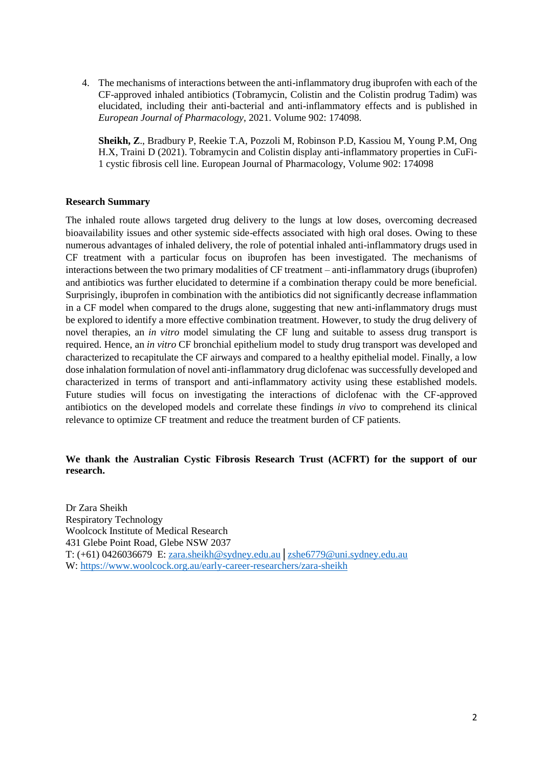4. The mechanisms of interactions between the anti-inflammatory drug ibuprofen with each of the CF-approved inhaled antibiotics (Tobramycin, Colistin and the Colistin prodrug Tadim) was elucidated, including their anti-bacterial and anti-inflammatory effects and is published in *European Journal of Pharmacology*, 2021. Volume 902: 174098.

   **Sheikh, Z**., Bradbury P, Reekie T.A, Pozzoli M, Robinson P.D, Kassiou M, Young P.M, Ong H.X, Traini D (2021). Tobramycin and Colistin display anti-inflammatory properties in CuFi-1 cystic fibrosis cell line. European Journal of Pharmacology, Volume 902: 174098

**Research Summary**

The inhaled route allows targeted drug delivery to the lungs at low doses, overcoming decreased bioavailability issues and other systemic side-effects associated with high oral doses. Owing to these numerous advantages of inhaled delivery, the role of potential inhaled anti-inflammatory drugs used in CF treatment with a particular focus on ibuprofen has been investigated. The mechanisms of interactions between the two primary modalities of CF treatment – anti-inflammatory drugs (ibuprofen) and antibiotics was further elucidated to determine if a combination therapy could be more beneficial. Surprisingly, ibuprofen in combination with the antibiotics did not significantly decrease inflammation in a CF model when compared to the drugs alone, suggesting that new anti-inflammatory drugs must be explored to identify a more effective combination treatment. However, to study the drug delivery of novel therapies, an *in vitro* model simulating the CF lung and suitable to assess drug transport is required. Hence, an *in vitro* CF bronchial epithelium model to study drug transport was developed and characterized to recapitulate the CF airways and compared to a healthy epithelial model. Finally, a low dose inhalation formulation of novel anti-inflammatory drug diclofenac was successfully developed and characterized in terms of transport and anti-inflammatory activity using these established models. Future studies will focus on investigating the interactions of diclofenac with the CF-approved antibiotics on the developed models and correlate these findings *in vivo* to comprehend its clinical relevance to optimize CF treatment and reduce the treatment burden of CF patients.

**We thank the Australian Cystic Fibrosis Research Trust (ACFRT) for the support of our research.**

Dr Zara Sheikh
Respiratory Technology
Woolcock Institute of Medical Research
431 Glebe Point Road, Glebe NSW 2037
T: (+61) 0426036679 E: zara.sheikh@sydney.edu.au | zshe6779@uni.sydney.edu.au
W: https://www.woolcock.org.au/early-career-researchers/zara-sheikh